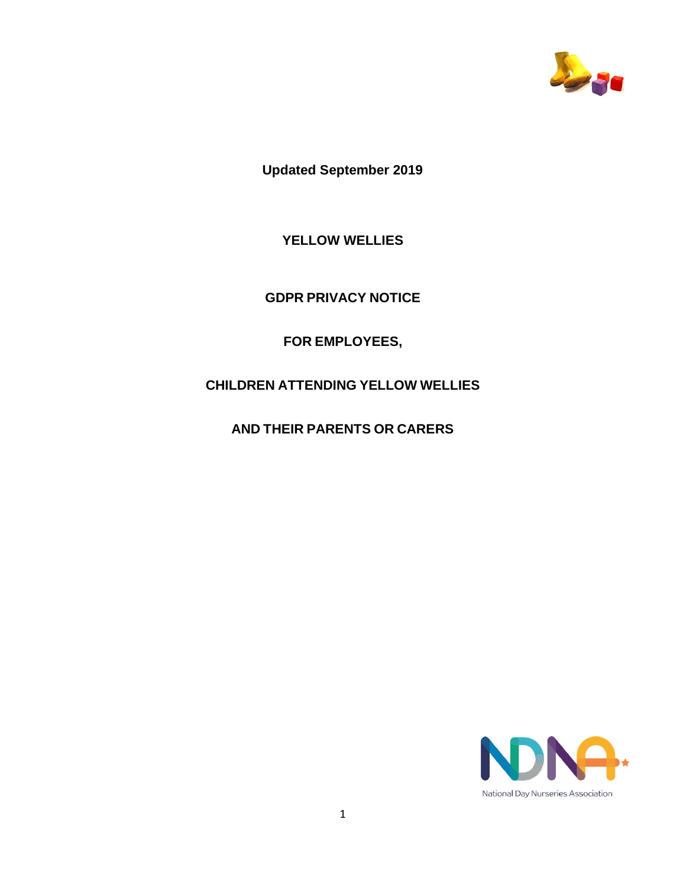**Updated September 2019**

# YELLOW WELLIES

# GDPR PRIVACY NOTICE

# FOR EMPLOYEES,

# CHILDREN ATTENDING YELLOW WELLIES

# AND THEIR PARENTS OR CARERS

National Day Nurseries Association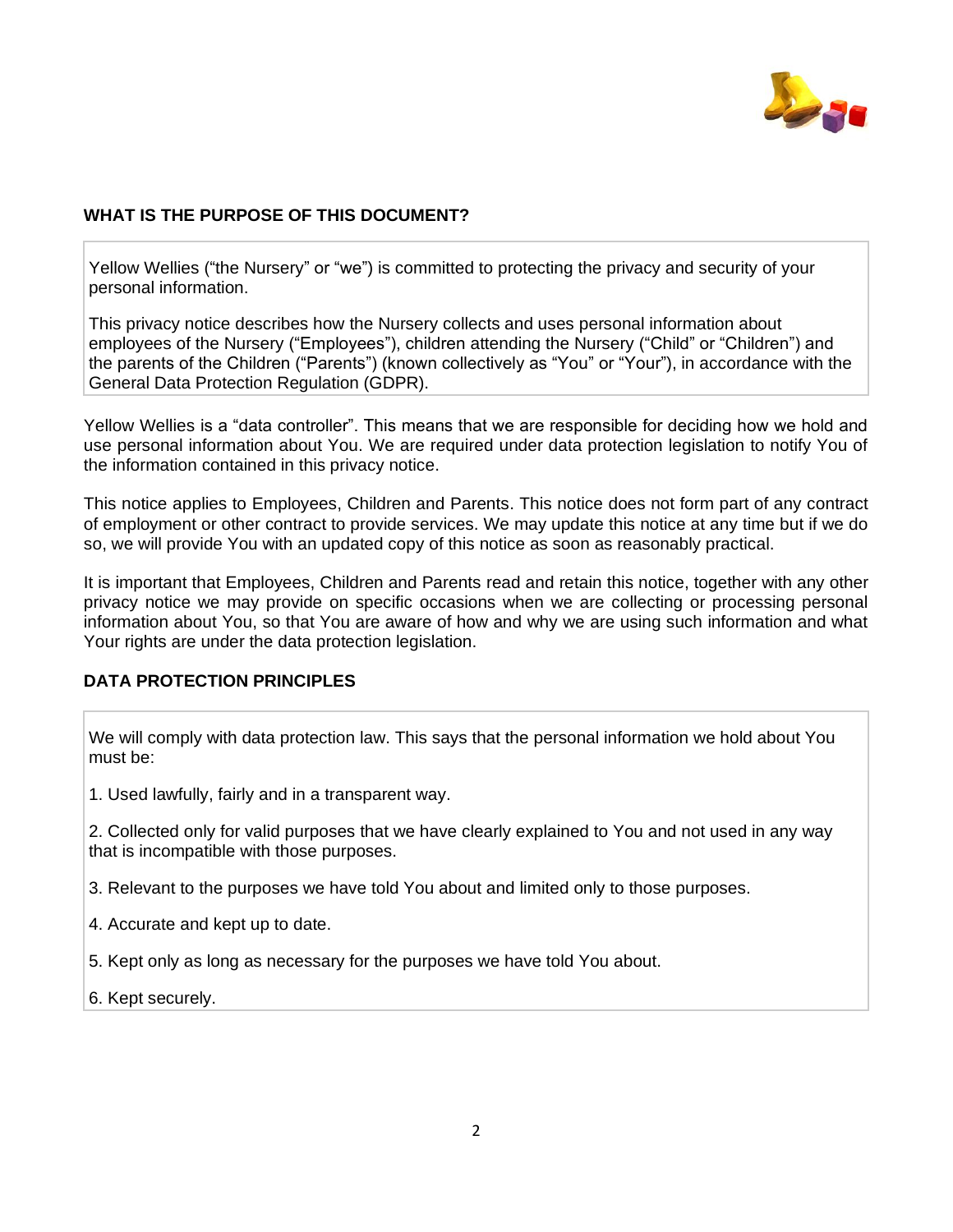## WHAT IS THE PURPOSE OF THIS DOCUMENT?

Yellow Wellies ("the Nursery" or "we") is committed to protecting the privacy and security of your personal information.

This privacy notice describes how the Nursery collects and uses personal information about employees of the Nursery ("Employees"), children attending the Nursery ("Child" or "Children") and the parents of the Children ("Parents") (known collectively as "You" or "Your"), in accordance with the General Data Protection Regulation (GDPR).

Yellow Wellies is a "data controller". This means that we are responsible for deciding how we hold and use personal information about You. We are required under data protection legislation to notify You of the information contained in this privacy notice.

This notice applies to Employees, Children and Parents. This notice does not form part of any contract of employment or other contract to provide services. We may update this notice at any time but if we do so, we will provide You with an updated copy of this notice as soon as reasonably practical.

It is important that Employees, Children and Parents read and retain this notice, together with any other privacy notice we may provide on specific occasions when we are collecting or processing personal information about You, so that You are aware of how and why we are using such information and what Your rights are under the data protection legislation.

## DATA PROTECTION PRINCIPLES

We will comply with data protection law. This says that the personal information we hold about You must be:

1. Used lawfully, fairly and in a transparent way.
2. Collected only for valid purposes that we have clearly explained to You and not used in any way that is incompatible with those purposes.
3. Relevant to the purposes we have told You about and limited only to those purposes.
4. Accurate and kept up to date.
5. Kept only as long as necessary for the purposes we have told You about.
6. Kept securely.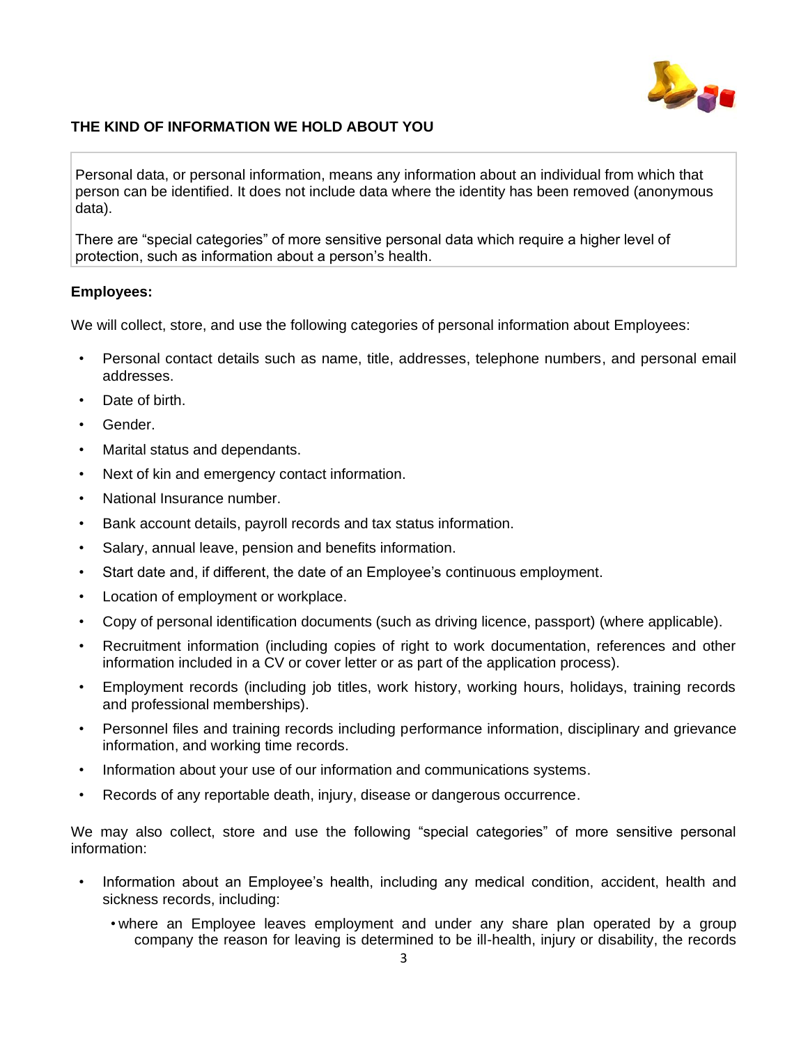## THE KIND OF INFORMATION WE HOLD ABOUT YOU

Personal data, or personal information, means any information about an individual from which that person can be identified. It does not include data where the identity has been removed (anonymous data).

There are "special categories" of more sensitive personal data which require a higher level of protection, such as information about a person's health.

**Employees:**

We will collect, store, and use the following categories of personal information about Employees:

- Personal contact details such as name, title, addresses, telephone numbers, and personal email addresses.
- Date of birth.
- Gender.
- Marital status and dependants.
- Next of kin and emergency contact information.
- National Insurance number.
- Bank account details, payroll records and tax status information.
- Salary, annual leave, pension and benefits information.
- Start date and, if different, the date of an Employee's continuous employment.
- Location of employment or workplace.
- Copy of personal identification documents (such as driving licence, passport) (where applicable).
- Recruitment information (including copies of right to work documentation, references and other information included in a CV or cover letter or as part of the application process).
- Employment records (including job titles, work history, working hours, holidays, training records and professional memberships).
- Personnel files and training records including performance information, disciplinary and grievance information, and working time records.
- Information about your use of our information and communications systems.
- Records of any reportable death, injury, disease or dangerous occurrence.

We may also collect, store and use the following "special categories" of more sensitive personal information:

- Information about an Employee's health, including any medical condition, accident, health and sickness records, including:
  - where an Employee leaves employment and under any share plan operated by a group company the reason for leaving is determined to be ill-health, injury or disability, the records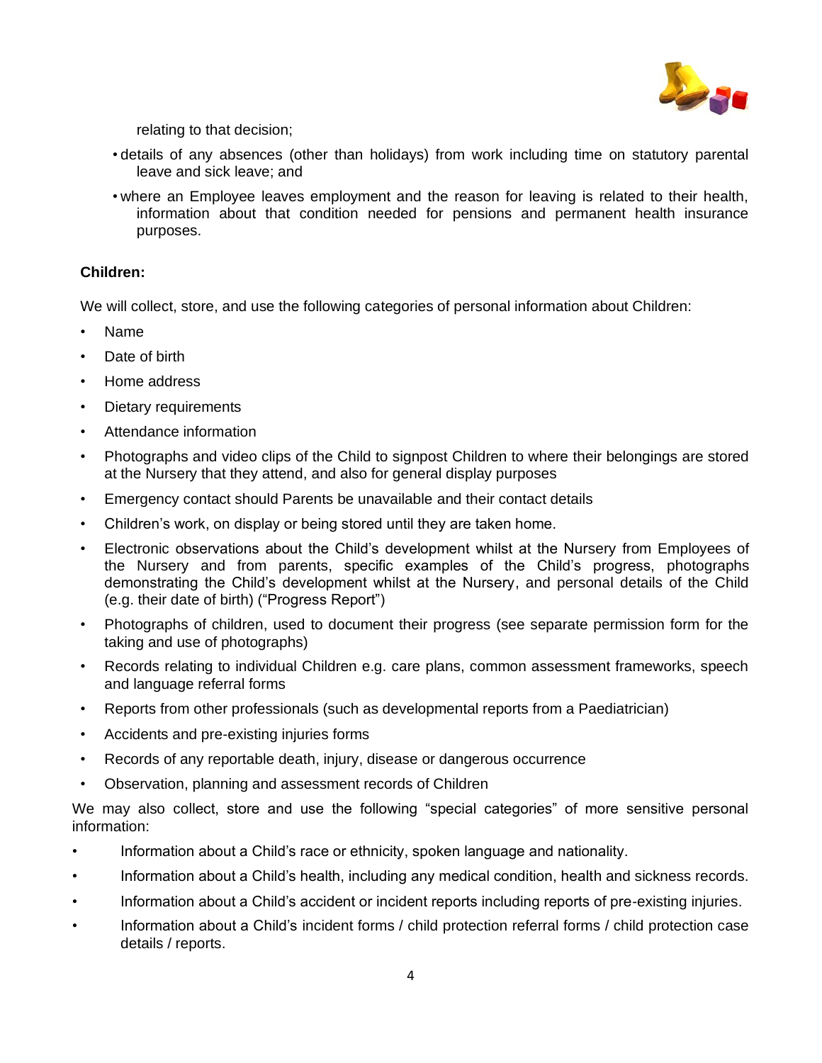relating to that decision;

- details of any absences (other than holidays) from work including time on statutory parental leave and sick leave; and
- where an Employee leaves employment and the reason for leaving is related to their health, information about that condition needed for pensions and permanent health insurance purposes.

**Children:**

We will collect, store, and use the following categories of personal information about Children:

- Name
- Date of birth
- Home address
- Dietary requirements
- Attendance information
- Photographs and video clips of the Child to signpost Children to where their belongings are stored at the Nursery that they attend, and also for general display purposes
- Emergency contact should Parents be unavailable and their contact details
- Children's work, on display or being stored until they are taken home.
- Electronic observations about the Child's development whilst at the Nursery from Employees of the Nursery and from parents, specific examples of the Child's progress, photographs demonstrating the Child's development whilst at the Nursery, and personal details of the Child (e.g. their date of birth) ("Progress Report")
- Photographs of children, used to document their progress (see separate permission form for the taking and use of photographs)
- Records relating to individual Children e.g. care plans, common assessment frameworks, speech and language referral forms
- Reports from other professionals (such as developmental reports from a Paediatrician)
- Accidents and pre-existing injuries forms
- Records of any reportable death, injury, disease or dangerous occurrence
- Observation, planning and assessment records of Children

We may also collect, store and use the following "special categories" of more sensitive personal information:

- Information about a Child's race or ethnicity, spoken language and nationality.
- Information about a Child's health, including any medical condition, health and sickness records.
- Information about a Child's accident or incident reports including reports of pre-existing injuries.
- Information about a Child's incident forms / child protection referral forms / child protection case details / reports.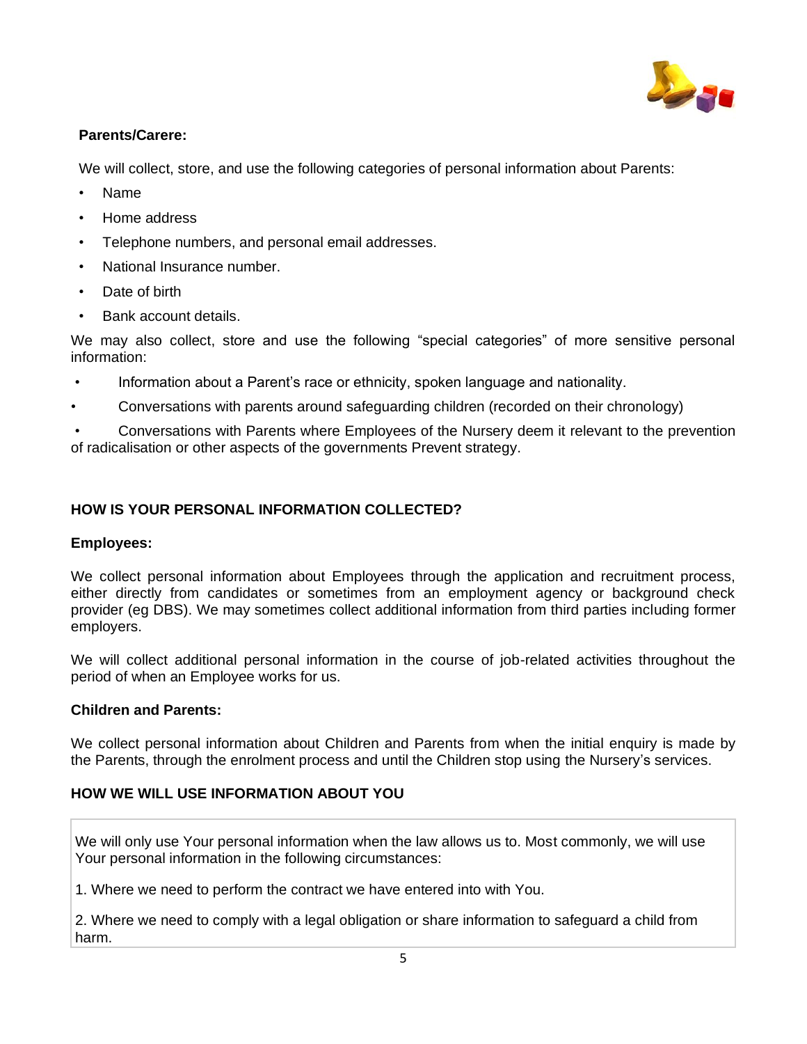**Parents/Carere:**

We will collect, store, and use the following categories of personal information about Parents:

- Name
- Home address
- Telephone numbers, and personal email addresses.
- National Insurance number.
- Date of birth
- Bank account details.

We may also collect, store and use the following “special categories” of more sensitive personal information:

- Information about a Parent’s race or ethnicity, spoken language and nationality.
- Conversations with parents around safeguarding children (recorded on their chronology)
- Conversations with Parents where Employees of the Nursery deem it relevant to the prevention of radicalisation or other aspects of the governments Prevent strategy.

## HOW IS YOUR PERSONAL INFORMATION COLLECTED?

**Employees:**

We collect personal information about Employees through the application and recruitment process, either directly from candidates or sometimes from an employment agency or background check provider (eg DBS). We may sometimes collect additional information from third parties including former employers.

We will collect additional personal information in the course of job-related activities throughout the period of when an Employee works for us.

**Children and Parents:**

We collect personal information about Children and Parents from when the initial enquiry is made by the Parents, through the enrolment process and until the Children stop using the Nursery’s services.

## HOW WE WILL USE INFORMATION ABOUT YOU

We will only use Your personal information when the law allows us to. Most commonly, we will use Your personal information in the following circumstances:

1. Where we need to perform the contract we have entered into with You.

2. Where we need to comply with a legal obligation or share information to safeguard a child from harm.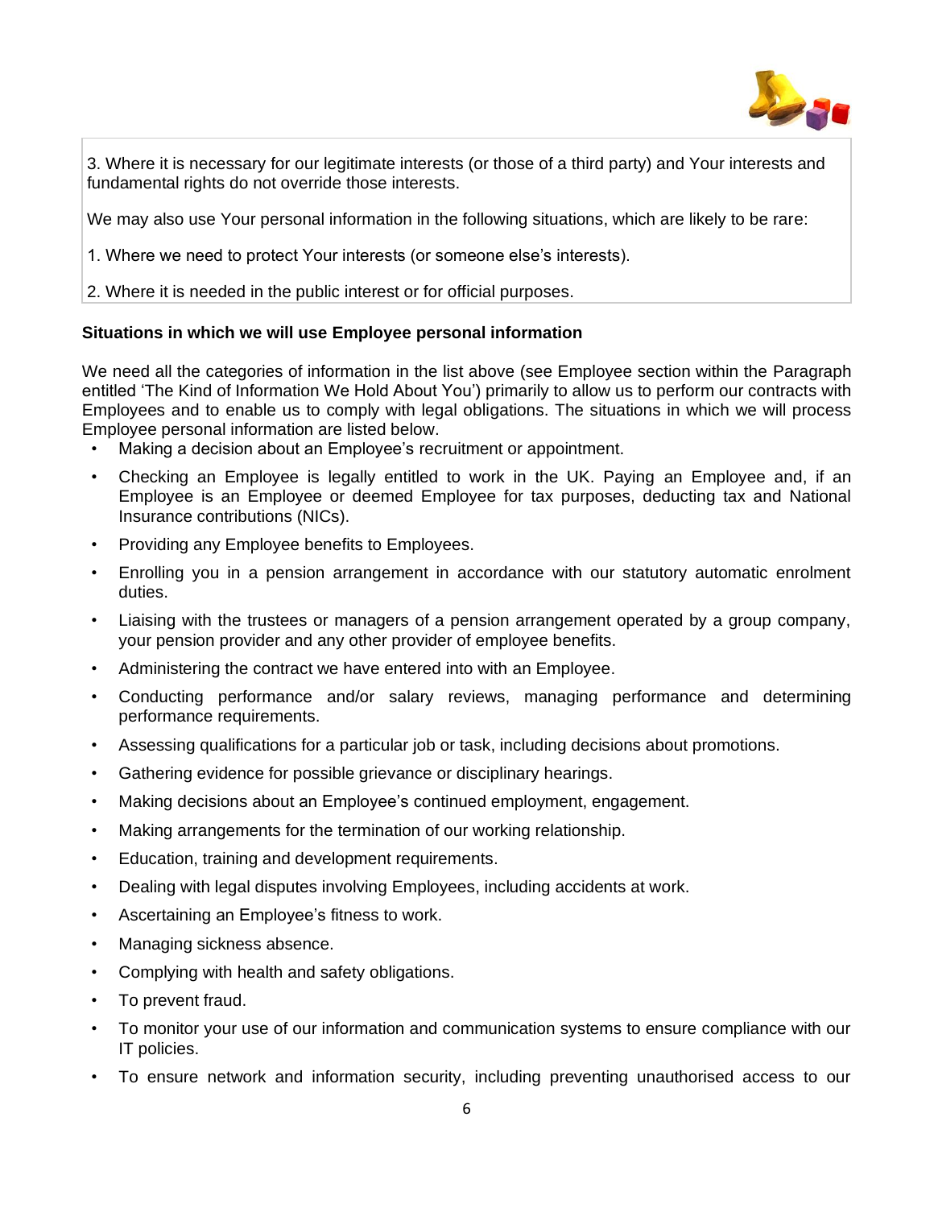3. Where it is necessary for our legitimate interests (or those of a third party) and Your interests and fundamental rights do not override those interests.

We may also use Your personal information in the following situations, which are likely to be rare:

1. Where we need to protect Your interests (or someone else's interests).

2. Where it is needed in the public interest or for official purposes.

**Situations in which we will use Employee personal information**

We need all the categories of information in the list above (see Employee section within the Paragraph entitled 'The Kind of Information We Hold About You') primarily to allow us to perform our contracts with Employees and to enable us to comply with legal obligations. The situations in which we will process Employee personal information are listed below.

- Making a decision about an Employee's recruitment or appointment.
- Checking an Employee is legally entitled to work in the UK. Paying an Employee and, if an Employee is an Employee or deemed Employee for tax purposes, deducting tax and National Insurance contributions (NICs).
- Providing any Employee benefits to Employees.
- Enrolling you in a pension arrangement in accordance with our statutory automatic enrolment duties.
- Liaising with the trustees or managers of a pension arrangement operated by a group company, your pension provider and any other provider of employee benefits.
- Administering the contract we have entered into with an Employee.
- Conducting performance and/or salary reviews, managing performance and determining performance requirements.
- Assessing qualifications for a particular job or task, including decisions about promotions.
- Gathering evidence for possible grievance or disciplinary hearings.
- Making decisions about an Employee's continued employment, engagement.
- Making arrangements for the termination of our working relationship.
- Education, training and development requirements.
- Dealing with legal disputes involving Employees, including accidents at work.
- Ascertaining an Employee's fitness to work.
- Managing sickness absence.
- Complying with health and safety obligations.
- To prevent fraud.
- To monitor your use of our information and communication systems to ensure compliance with our IT policies.
- To ensure network and information security, including preventing unauthorised access to our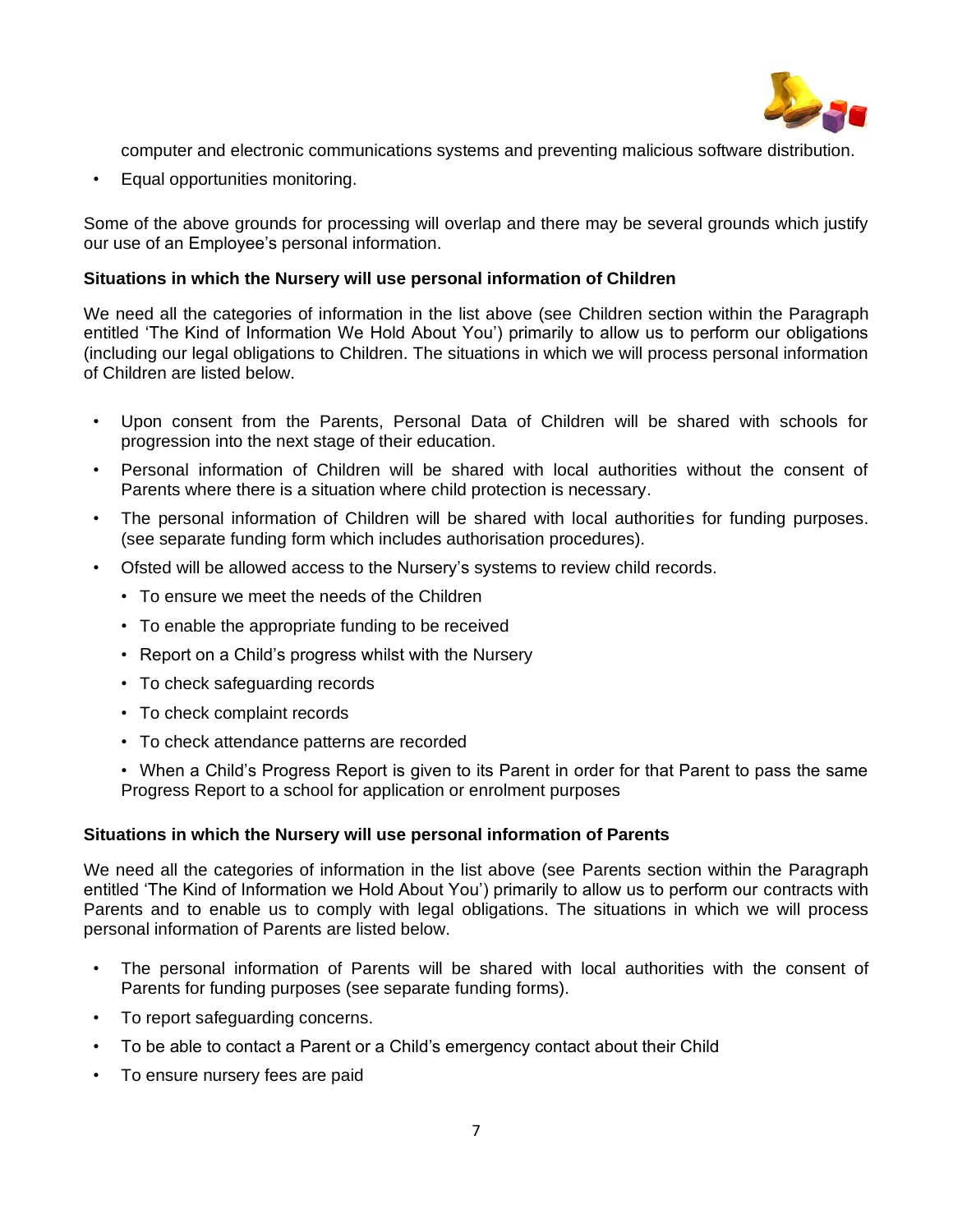computer and electronic communications systems and preventing malicious software distribution.

- Equal opportunities monitoring.

Some of the above grounds for processing will overlap and there may be several grounds which justify our use of an Employee's personal information.

**Situations in which the Nursery will use personal information of Children**

We need all the categories of information in the list above (see Children section within the Paragraph entitled 'The Kind of Information We Hold About You') primarily to allow us to perform our obligations (including our legal obligations to Children. The situations in which we will process personal information of Children are listed below.

- Upon consent from the Parents, Personal Data of Children will be shared with schools for progression into the next stage of their education.
- Personal information of Children will be shared with local authorities without the consent of Parents where there is a situation where child protection is necessary.
- The personal information of Children will be shared with local authorities for funding purposes. (see separate funding form which includes authorisation procedures).
- Ofsted will be allowed access to the Nursery's systems to review child records.
  - To ensure we meet the needs of the Children
  - To enable the appropriate funding to be received
  - Report on a Child's progress whilst with the Nursery
  - To check safeguarding records
  - To check complaint records
  - To check attendance patterns are recorded
  - When a Child's Progress Report is given to its Parent in order for that Parent to pass the same Progress Report to a school for application or enrolment purposes

**Situations in which the Nursery will use personal information of Parents**

We need all the categories of information in the list above (see Parents section within the Paragraph entitled 'The Kind of Information we Hold About You') primarily to allow us to perform our contracts with Parents and to enable us to comply with legal obligations. The situations in which we will process personal information of Parents are listed below.

- The personal information of Parents will be shared with local authorities with the consent of Parents for funding purposes (see separate funding forms).
- To report safeguarding concerns.
- To be able to contact a Parent or a Child's emergency contact about their Child
- To ensure nursery fees are paid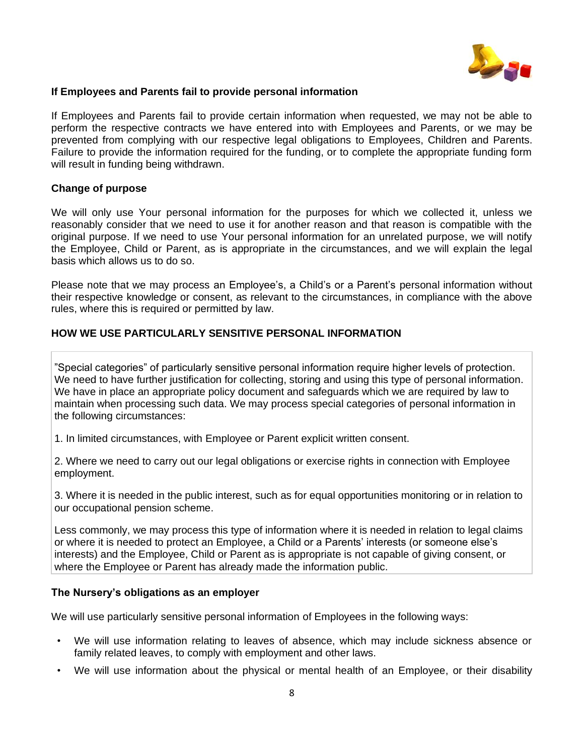**If Employees and Parents fail to provide personal information**

If Employees and Parents fail to provide certain information when requested, we may not be able to perform the respective contracts we have entered into with Employees and Parents, or we may be prevented from complying with our respective legal obligations to Employees, Children and Parents. Failure to provide the information required for the funding, or to complete the appropriate funding form will result in funding being withdrawn.

**Change of purpose**

We will only use Your personal information for the purposes for which we collected it, unless we reasonably consider that we need to use it for another reason and that reason is compatible with the original purpose. If we need to use Your personal information for an unrelated purpose, we will notify the Employee, Child or Parent, as is appropriate in the circumstances, and we will explain the legal basis which allows us to do so.

Please note that we may process an Employee's, a Child's or a Parent's personal information without their respective knowledge or consent, as relevant to the circumstances, in compliance with the above rules, where this is required or permitted by law.

## HOW WE USE PARTICULARLY SENSITIVE PERSONAL INFORMATION

"Special categories" of particularly sensitive personal information require higher levels of protection. We need to have further justification for collecting, storing and using this type of personal information. We have in place an appropriate policy document and safeguards which we are required by law to maintain when processing such data. We may process special categories of personal information in the following circumstances:

1. In limited circumstances, with Employee or Parent explicit written consent.

2. Where we need to carry out our legal obligations or exercise rights in connection with Employee employment.

3. Where it is needed in the public interest, such as for equal opportunities monitoring or in relation to our occupational pension scheme.

Less commonly, we may process this type of information where it is needed in relation to legal claims or where it is needed to protect an Employee, a Child or a Parents' interests (or someone else's interests) and the Employee, Child or Parent as is appropriate is not capable of giving consent, or where the Employee or Parent has already made the information public.

**The Nursery's obligations as an employer**

We will use particularly sensitive personal information of Employees in the following ways:

- We will use information relating to leaves of absence, which may include sickness absence or family related leaves, to comply with employment and other laws.
- We will use information about the physical or mental health of an Employee, or their disability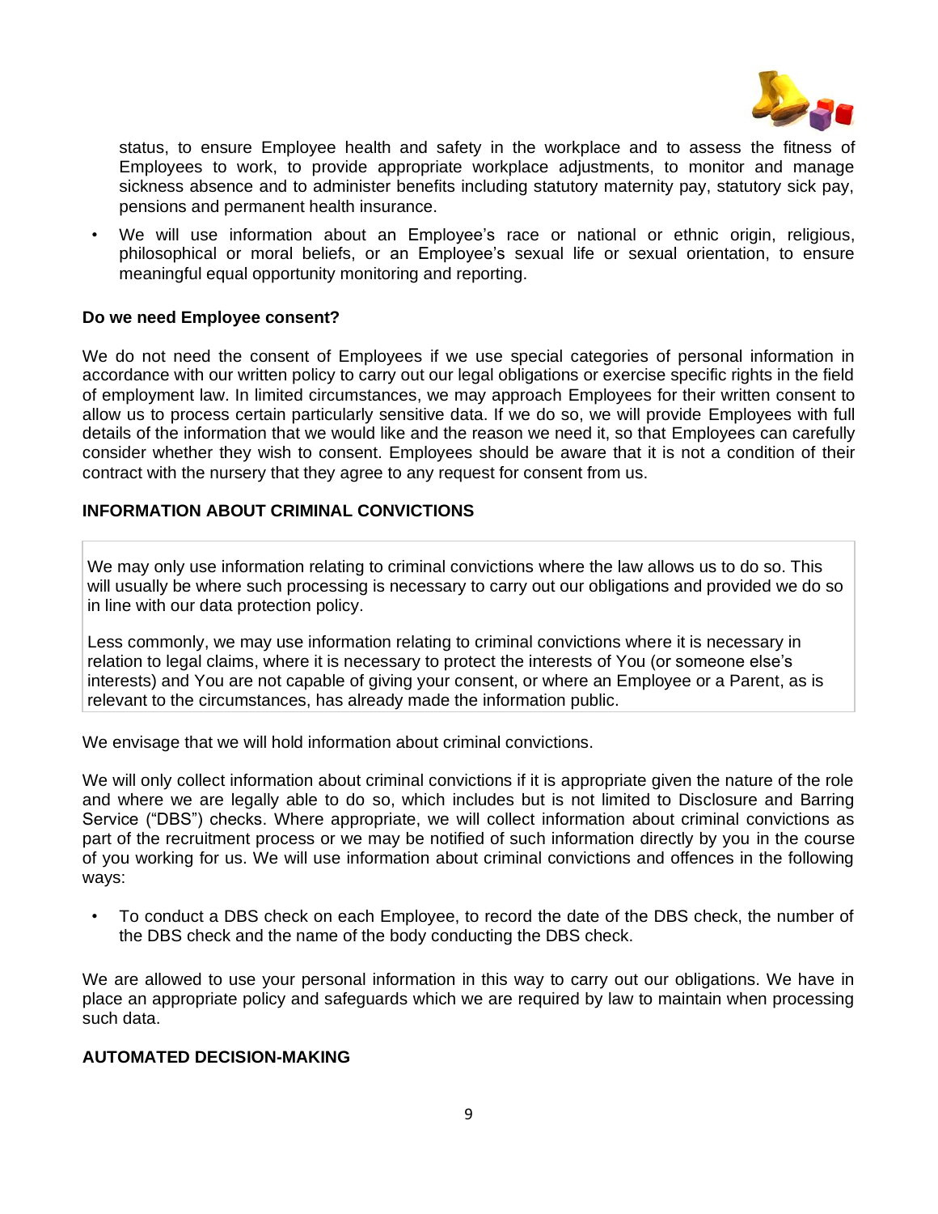status, to ensure Employee health and safety in the workplace and to assess the fitness of Employees to work, to provide appropriate workplace adjustments, to monitor and manage sickness absence and to administer benefits including statutory maternity pay, statutory sick pay, pensions and permanent health insurance.

- We will use information about an Employee's race or national or ethnic origin, religious, philosophical or moral beliefs, or an Employee's sexual life or sexual orientation, to ensure meaningful equal opportunity monitoring and reporting.

**Do we need Employee consent?**

We do not need the consent of Employees if we use special categories of personal information in accordance with our written policy to carry out our legal obligations or exercise specific rights in the field of employment law. In limited circumstances, we may approach Employees for their written consent to allow us to process certain particularly sensitive data. If we do so, we will provide Employees with full details of the information that we would like and the reason we need it, so that Employees can carefully consider whether they wish to consent. Employees should be aware that it is not a condition of their contract with the nursery that they agree to any request for consent from us.

**INFORMATION ABOUT CRIMINAL CONVICTIONS**

We may only use information relating to criminal convictions where the law allows us to do so. This will usually be where such processing is necessary to carry out our obligations and provided we do so in line with our data protection policy.

Less commonly, we may use information relating to criminal convictions where it is necessary in relation to legal claims, where it is necessary to protect the interests of You (or someone else's interests) and You are not capable of giving your consent, or where an Employee or a Parent, as is relevant to the circumstances, has already made the information public.

We envisage that we will hold information about criminal convictions.

We will only collect information about criminal convictions if it is appropriate given the nature of the role and where we are legally able to do so, which includes but is not limited to Disclosure and Barring Service ("DBS") checks. Where appropriate, we will collect information about criminal convictions as part of the recruitment process or we may be notified of such information directly by you in the course of you working for us. We will use information about criminal convictions and offences in the following ways:

- To conduct a DBS check on each Employee, to record the date of the DBS check, the number of the DBS check and the name of the body conducting the DBS check.

We are allowed to use your personal information in this way to carry out our obligations. We have in place an appropriate policy and safeguards which we are required by law to maintain when processing such data.

**AUTOMATED DECISION-MAKING**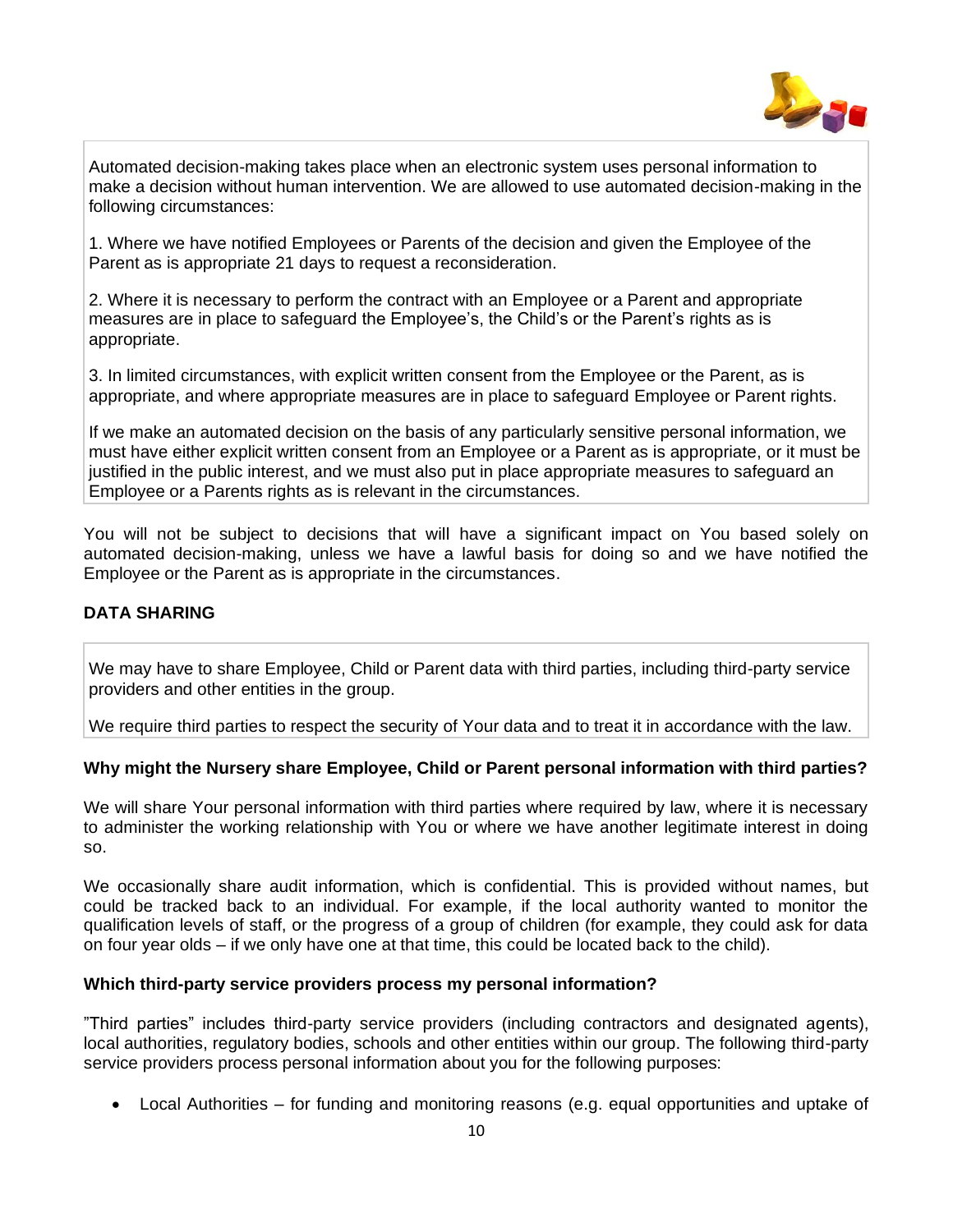Automated decision-making takes place when an electronic system uses personal information to make a decision without human intervention. We are allowed to use automated decision-making in the following circumstances:

1. Where we have notified Employees or Parents of the decision and given the Employee of the Parent as is appropriate 21 days to request a reconsideration.

2. Where it is necessary to perform the contract with an Employee or a Parent and appropriate measures are in place to safeguard the Employee's, the Child's or the Parent's rights as is appropriate.

3. In limited circumstances, with explicit written consent from the Employee or the Parent, as is appropriate, and where appropriate measures are in place to safeguard Employee or Parent rights.

If we make an automated decision on the basis of any particularly sensitive personal information, we must have either explicit written consent from an Employee or a Parent as is appropriate, or it must be justified in the public interest, and we must also put in place appropriate measures to safeguard an Employee or a Parents rights as is relevant in the circumstances.

You will not be subject to decisions that will have a significant impact on You based solely on automated decision-making, unless we have a lawful basis for doing so and we have notified the Employee or the Parent as is appropriate in the circumstances.

**DATA SHARING**

We may have to share Employee, Child or Parent data with third parties, including third-party service providers and other entities in the group.

We require third parties to respect the security of Your data and to treat it in accordance with the law.

**Why might the Nursery share Employee, Child or Parent personal information with third parties?**

We will share Your personal information with third parties where required by law, where it is necessary to administer the working relationship with You or where we have another legitimate interest in doing so.

We occasionally share audit information, which is confidential. This is provided without names, but could be tracked back to an individual. For example, if the local authority wanted to monitor the qualification levels of staff, or the progress of a group of children (for example, they could ask for data on four year olds – if we only have one at that time, this could be located back to the child).

**Which third-party service providers process my personal information?**

"Third parties" includes third-party service providers (including contractors and designated agents), local authorities, regulatory bodies, schools and other entities within our group. The following third-party service providers process personal information about you for the following purposes:

- Local Authorities – for funding and monitoring reasons (e.g. equal opportunities and uptake of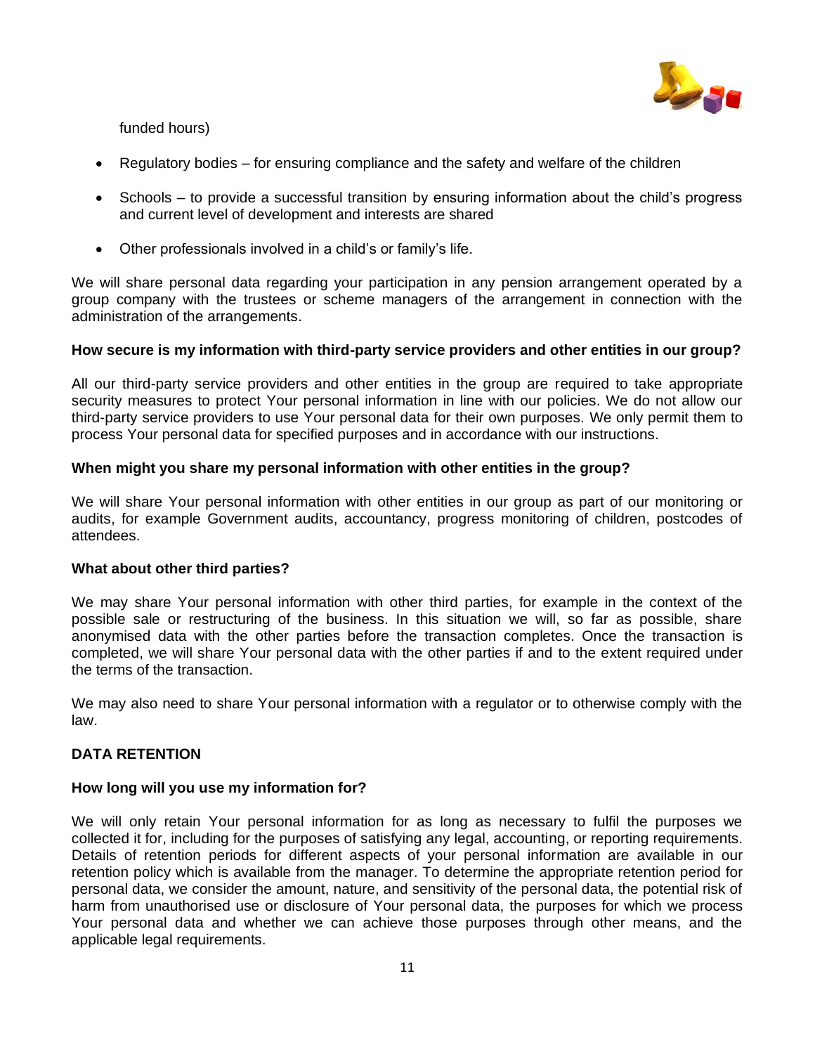funded hours)

- Regulatory bodies – for ensuring compliance and the safety and welfare of the children
- Schools – to provide a successful transition by ensuring information about the child's progress and current level of development and interests are shared
- Other professionals involved in a child's or family's life.

We will share personal data regarding your participation in any pension arrangement operated by a group company with the trustees or scheme managers of the arrangement in connection with the administration of the arrangements.

**How secure is my information with third-party service providers and other entities in our group?**

All our third-party service providers and other entities in the group are required to take appropriate security measures to protect Your personal information in line with our policies. We do not allow our third-party service providers to use Your personal data for their own purposes. We only permit them to process Your personal data for specified purposes and in accordance with our instructions.

**When might you share my personal information with other entities in the group?**

We will share Your personal information with other entities in our group as part of our monitoring or audits, for example Government audits, accountancy, progress monitoring of children, postcodes of attendees.

**What about other third parties?**

We may share Your personal information with other third parties, for example in the context of the possible sale or restructuring of the business. In this situation we will, so far as possible, share anonymised data with the other parties before the transaction completes. Once the transaction is completed, we will share Your personal data with the other parties if and to the extent required under the terms of the transaction.

We may also need to share Your personal information with a regulator or to otherwise comply with the law.

## DATA RETENTION

**How long will you use my information for?**

We will only retain Your personal information for as long as necessary to fulfil the purposes we collected it for, including for the purposes of satisfying any legal, accounting, or reporting requirements. Details of retention periods for different aspects of your personal information are available in our retention policy which is available from the manager. To determine the appropriate retention period for personal data, we consider the amount, nature, and sensitivity of the personal data, the potential risk of harm from unauthorised use or disclosure of Your personal data, the purposes for which we process Your personal data and whether we can achieve those purposes through other means, and the applicable legal requirements.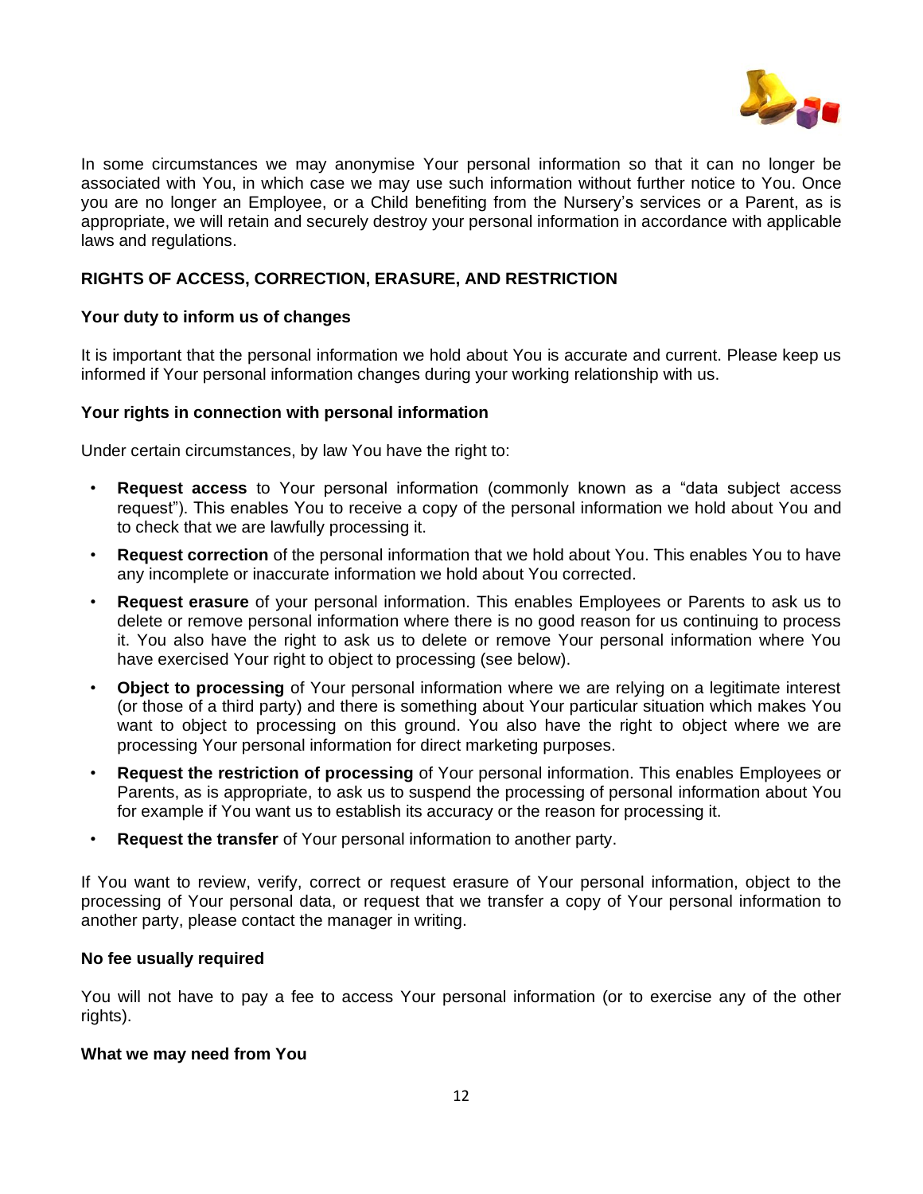In some circumstances we may anonymise Your personal information so that it can no longer be associated with You, in which case we may use such information without further notice to You. Once you are no longer an Employee, or a Child benefiting from the Nursery's services or a Parent, as is appropriate, we will retain and securely destroy your personal information in accordance with applicable laws and regulations.

## RIGHTS OF ACCESS, CORRECTION, ERASURE, AND RESTRICTION

### Your duty to inform us of changes

It is important that the personal information we hold about You is accurate and current. Please keep us informed if Your personal information changes during your working relationship with us.

### Your rights in connection with personal information

Under certain circumstances, by law You have the right to:

- **Request access** to Your personal information (commonly known as a "data subject access request"). This enables You to receive a copy of the personal information we hold about You and to check that we are lawfully processing it.
- **Request correction** of the personal information that we hold about You. This enables You to have any incomplete or inaccurate information we hold about You corrected.
- **Request erasure** of your personal information. This enables Employees or Parents to ask us to delete or remove personal information where there is no good reason for us continuing to process it. You also have the right to ask us to delete or remove Your personal information where You have exercised Your right to object to processing (see below).
- **Object to processing** of Your personal information where we are relying on a legitimate interest (or those of a third party) and there is something about Your particular situation which makes You want to object to processing on this ground. You also have the right to object where we are processing Your personal information for direct marketing purposes.
- **Request the restriction of processing** of Your personal information. This enables Employees or Parents, as is appropriate, to ask us to suspend the processing of personal information about You for example if You want us to establish its accuracy or the reason for processing it.
- **Request the transfer** of Your personal information to another party.

If You want to review, verify, correct or request erasure of Your personal information, object to the processing of Your personal data, or request that we transfer a copy of Your personal information to another party, please contact the manager in writing.

### No fee usually required

You will not have to pay a fee to access Your personal information (or to exercise any of the other rights).

### What we may need from You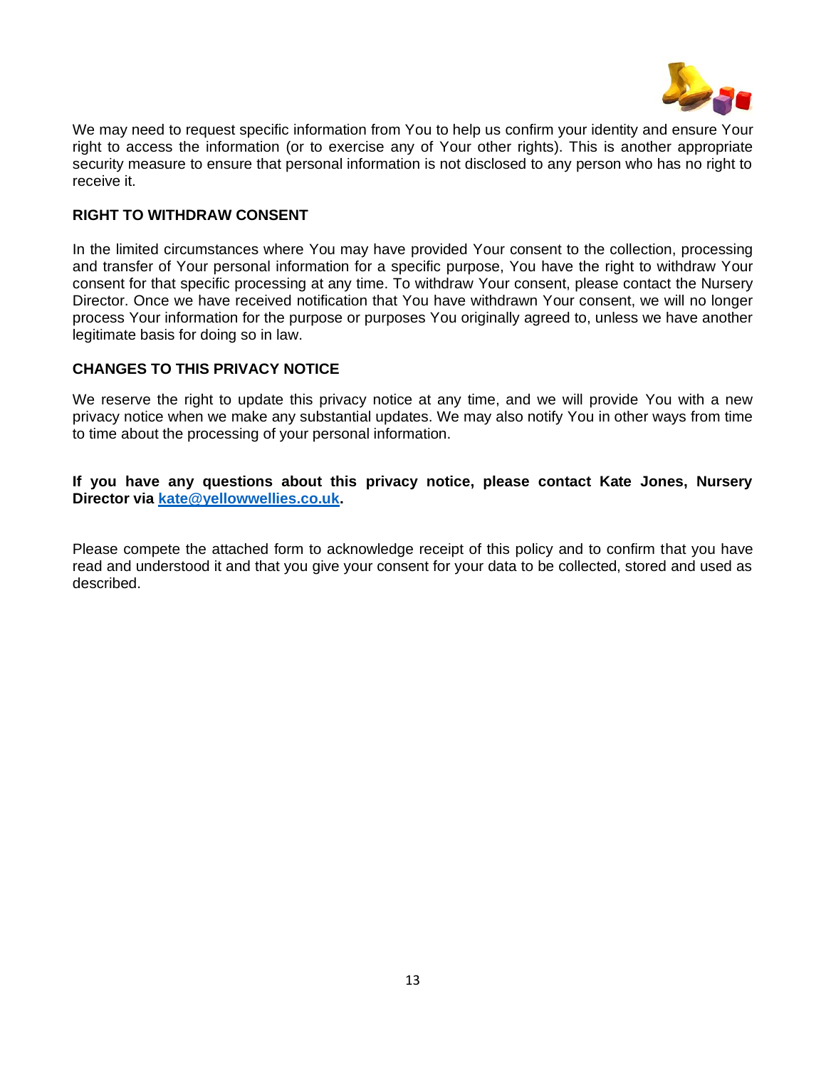We may need to request specific information from You to help us confirm your identity and ensure Your right to access the information (or to exercise any of Your other rights). This is another appropriate security measure to ensure that personal information is not disclosed to any person who has no right to receive it.

## RIGHT TO WITHDRAW CONSENT

In the limited circumstances where You may have provided Your consent to the collection, processing and transfer of Your personal information for a specific purpose, You have the right to withdraw Your consent for that specific processing at any time. To withdraw Your consent, please contact the Nursery Director. Once we have received notification that You have withdrawn Your consent, we will no longer process Your information for the purpose or purposes You originally agreed to, unless we have another legitimate basis for doing so in law.

## CHANGES TO THIS PRIVACY NOTICE

We reserve the right to update this privacy notice at any time, and we will provide You with a new privacy notice when we make any substantial updates. We may also notify You in other ways from time to time about the processing of your personal information.

**If you have any questions about this privacy notice, please contact Kate Jones, Nursery Director via kate@yellowwellies.co.uk.**

Please compete the attached form to acknowledge receipt of this policy and to confirm that you have read and understood it and that you give your consent for your data to be collected, stored and used as described.